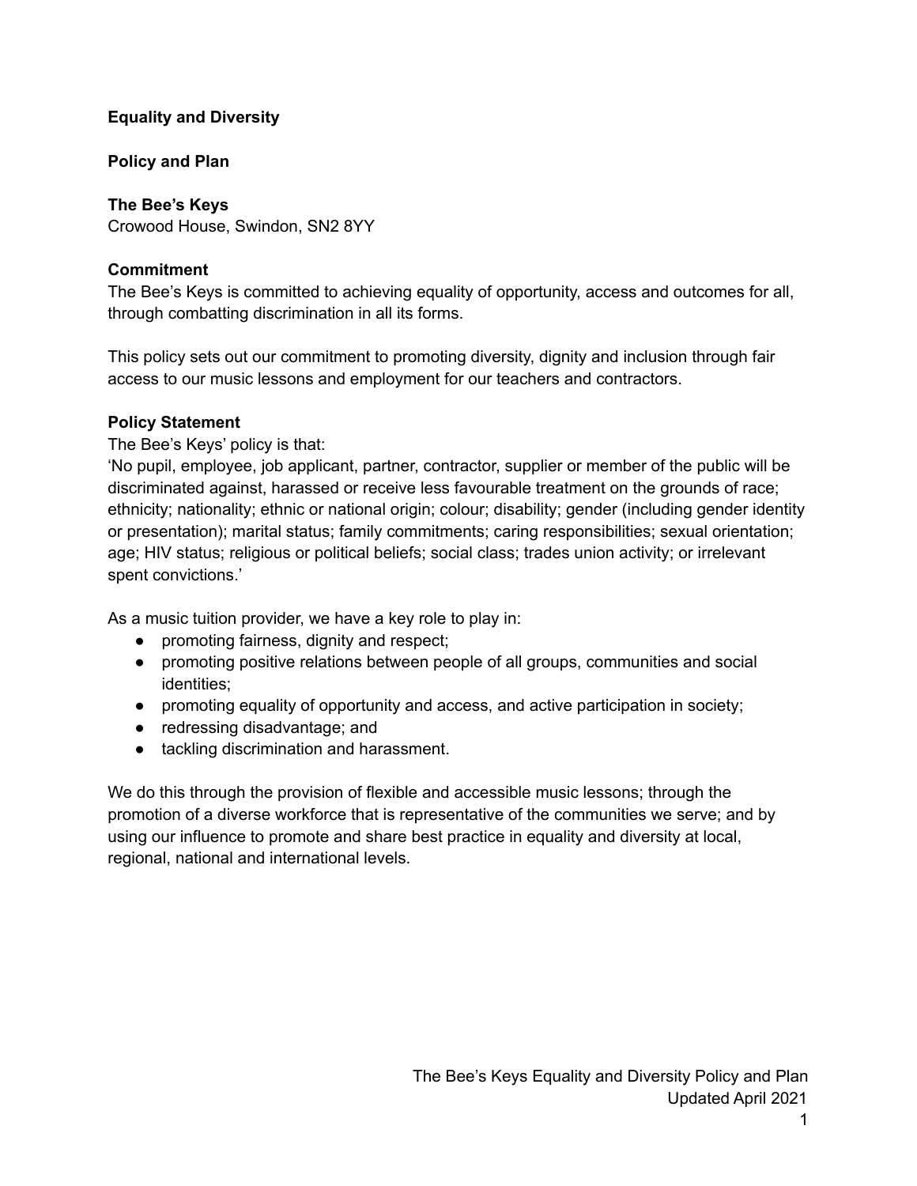# Equality and Diversity

## Policy and Plan

**The Bee's Keys**
Crowood House, Swindon, SN2 8YY

### Commitment

The Bee's Keys is committed to achieving equality of opportunity, access and outcomes for all, through combatting discrimination in all its forms.

This policy sets out our commitment to promoting diversity, dignity and inclusion through fair access to our music lessons and employment for our teachers and contractors.

### Policy Statement

The Bee's Keys' policy is that:
'No pupil, employee, job applicant, partner, contractor, supplier or member of the public will be discriminated against, harassed or receive less favourable treatment on the grounds of race; ethnicity; nationality; ethnic or national origin; colour; disability; gender (including gender identity or presentation); marital status; family commitments; caring responsibilities; sexual orientation; age; HIV status; religious or political beliefs; social class; trades union activity; or irrelevant spent convictions.'

As a music tuition provider, we have a key role to play in:

- promoting fairness, dignity and respect;
- promoting positive relations between people of all groups, communities and social identities;
- promoting equality of opportunity and access, and active participation in society;
- redressing disadvantage; and
- tackling discrimination and harassment.

We do this through the provision of flexible and accessible music lessons; through the promotion of a diverse workforce that is representative of the communities we serve; and by using our influence to promote and share best practice in equality and diversity at local, regional, national and international levels.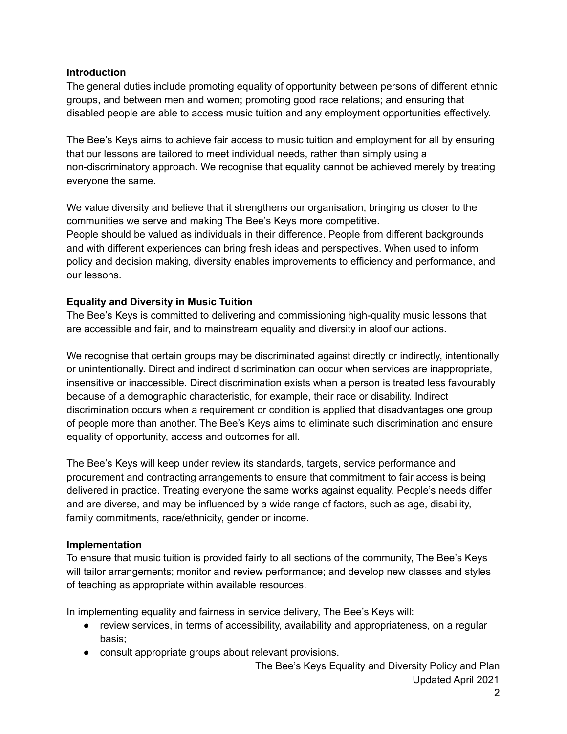**Introduction**

The general duties include promoting equality of opportunity between persons of different ethnic groups, and between men and women; promoting good race relations; and ensuring that disabled people are able to access music tuition and any employment opportunities effectively.

The Bee's Keys aims to achieve fair access to music tuition and employment for all by ensuring that our lessons are tailored to meet individual needs, rather than simply using a non-discriminatory approach. We recognise that equality cannot be achieved merely by treating everyone the same.

We value diversity and believe that it strengthens our organisation, bringing us closer to the communities we serve and making The Bee's Keys more competitive.
People should be valued as individuals in their difference. People from different backgrounds and with different experiences can bring fresh ideas and perspectives. When used to inform policy and decision making, diversity enables improvements to efficiency and performance, and our lessons.

**Equality and Diversity in Music Tuition**

The Bee's Keys is committed to delivering and commissioning high-quality music lessons that are accessible and fair, and to mainstream equality and diversity in aloof our actions.

We recognise that certain groups may be discriminated against directly or indirectly, intentionally or unintentionally. Direct and indirect discrimination can occur when services are inappropriate, insensitive or inaccessible. Direct discrimination exists when a person is treated less favourably because of a demographic characteristic, for example, their race or disability. Indirect discrimination occurs when a requirement or condition is applied that disadvantages one group of people more than another. The Bee's Keys aims to eliminate such discrimination and ensure equality of opportunity, access and outcomes for all.

The Bee's Keys will keep under review its standards, targets, service performance and procurement and contracting arrangements to ensure that commitment to fair access is being delivered in practice. Treating everyone the same works against equality. People's needs differ and are diverse, and may be influenced by a wide range of factors, such as age, disability, family commitments, race/ethnicity, gender or income.

**Implementation**

To ensure that music tuition is provided fairly to all sections of the community, The Bee's Keys will tailor arrangements; monitor and review performance; and develop new classes and styles of teaching as appropriate within available resources.

In implementing equality and fairness in service delivery, The Bee's Keys will:

- review services, in terms of accessibility, availability and appropriateness, on a regular basis;
- consult appropriate groups about relevant provisions.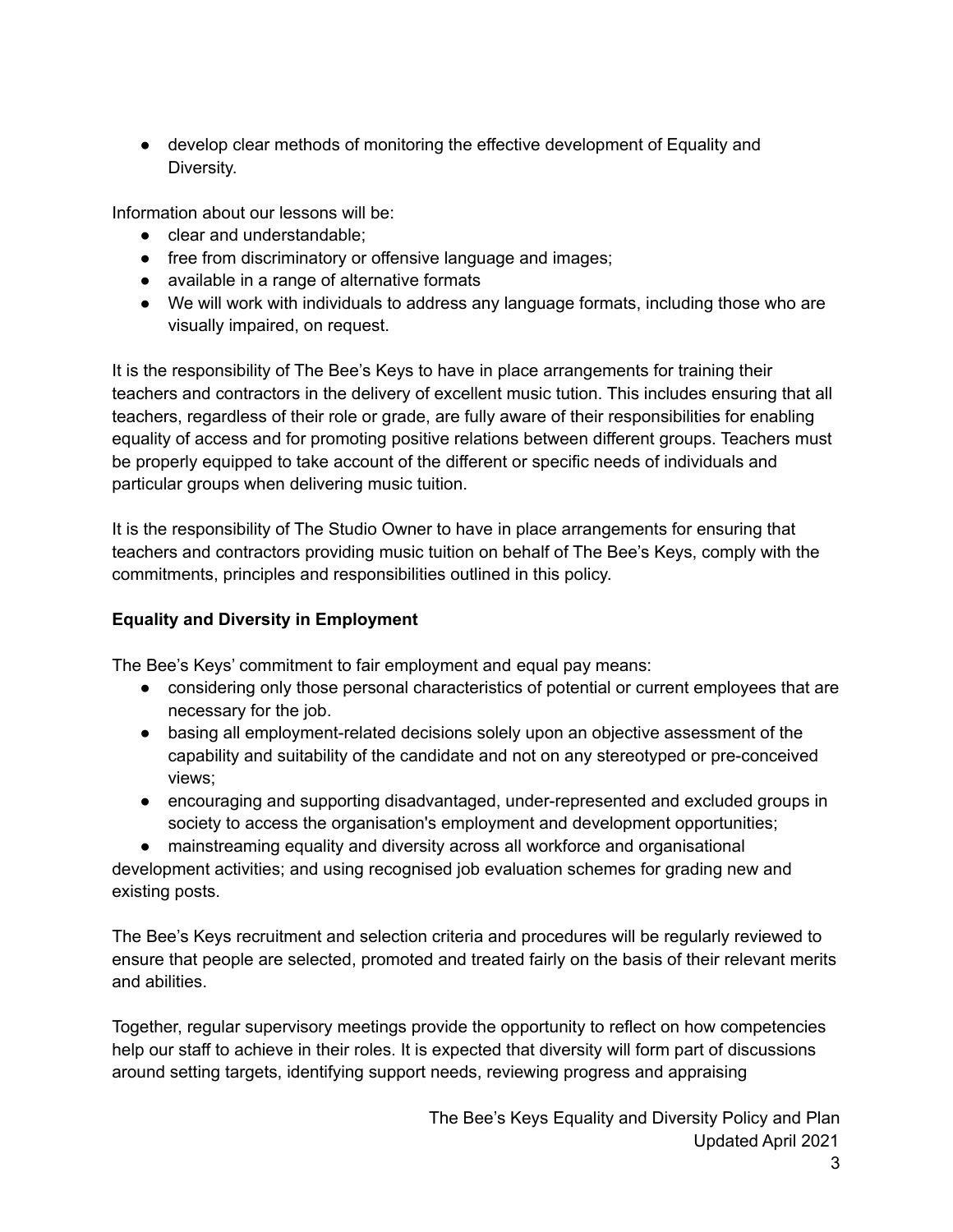- develop clear methods of monitoring the effective development of Equality and Diversity.

Information about our lessons will be:

- clear and understandable;
- free from discriminatory or offensive language and images;
- available in a range of alternative formats
- We will work with individuals to address any language formats, including those who are visually impaired, on request.

It is the responsibility of The Bee's Keys to have in place arrangements for training their teachers and contractors in the delivery of excellent music tuition. This includes ensuring that all teachers, regardless of their role or grade, are fully aware of their responsibilities for enabling equality of access and for promoting positive relations between different groups. Teachers must be properly equipped to take account of the different or specific needs of individuals and particular groups when delivering music tuition.

It is the responsibility of The Studio Owner to have in place arrangements for ensuring that teachers and contractors providing music tuition on behalf of The Bee's Keys, comply with the commitments, principles and responsibilities outlined in this policy.

**Equality and Diversity in Employment**

The Bee's Keys' commitment to fair employment and equal pay means:

- considering only those personal characteristics of potential or current employees that are necessary for the job.
- basing all employment-related decisions solely upon an objective assessment of the capability and suitability of the candidate and not on any stereotyped or pre-conceived views;
- encouraging and supporting disadvantaged, under-represented and excluded groups in society to access the organisation's employment and development opportunities;
- mainstreaming equality and diversity across all workforce and organisational development activities; and using recognised job evaluation schemes for grading new and existing posts.

The Bee's Keys recruitment and selection criteria and procedures will be regularly reviewed to ensure that people are selected, promoted and treated fairly on the basis of their relevant merits and abilities.

Together, regular supervisory meetings provide the opportunity to reflect on how competencies help our staff to achieve in their roles. It is expected that diversity will form part of discussions around setting targets, identifying support needs, reviewing progress and appraising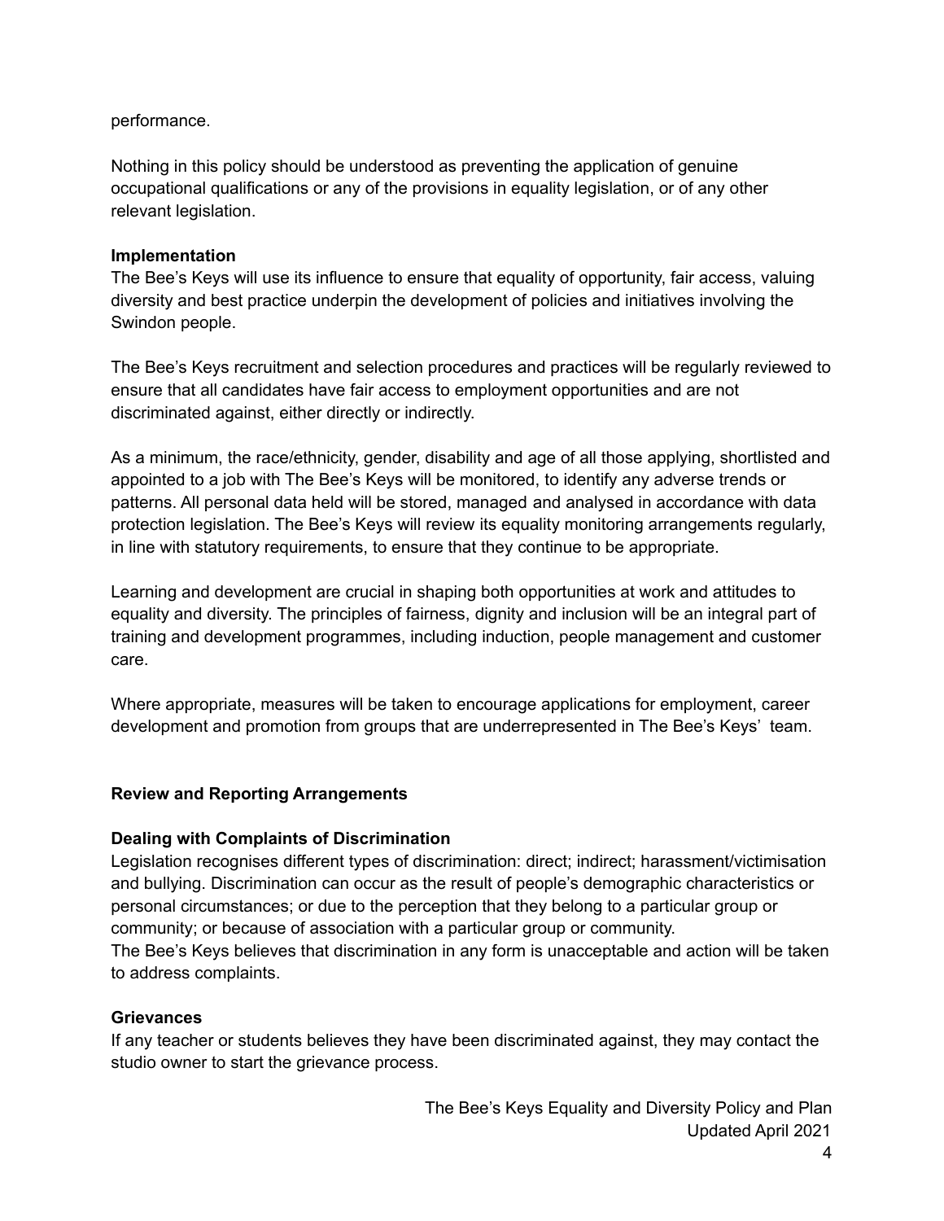performance.

Nothing in this policy should be understood as preventing the application of genuine occupational qualifications or any of the provisions in equality legislation, or of any other relevant legislation.

**Implementation**

The Bee's Keys will use its influence to ensure that equality of opportunity, fair access, valuing diversity and best practice underpin the development of policies and initiatives involving the Swindon people.

The Bee's Keys recruitment and selection procedures and practices will be regularly reviewed to ensure that all candidates have fair access to employment opportunities and are not discriminated against, either directly or indirectly.

As a minimum, the race/ethnicity, gender, disability and age of all those applying, shortlisted and appointed to a job with The Bee's Keys will be monitored, to identify any adverse trends or patterns. All personal data held will be stored, managed and analysed in accordance with data protection legislation. The Bee's Keys will review its equality monitoring arrangements regularly, in line with statutory requirements, to ensure that they continue to be appropriate.

Learning and development are crucial in shaping both opportunities at work and attitudes to equality and diversity. The principles of fairness, dignity and inclusion will be an integral part of training and development programmes, including induction, people management and customer care.

Where appropriate, measures will be taken to encourage applications for employment, career development and promotion from groups that are underrepresented in The Bee's Keys' team.

**Review and Reporting Arrangements**

**Dealing with Complaints of Discrimination**

Legislation recognises different types of discrimination: direct; indirect; harassment/victimisation and bullying. Discrimination can occur as the result of people's demographic characteristics or personal circumstances; or due to the perception that they belong to a particular group or community; or because of association with a particular group or community.
The Bee's Keys believes that discrimination in any form is unacceptable and action will be taken to address complaints.

**Grievances**

If any teacher or students believes they have been discriminated against, they may contact the studio owner to start the grievance process.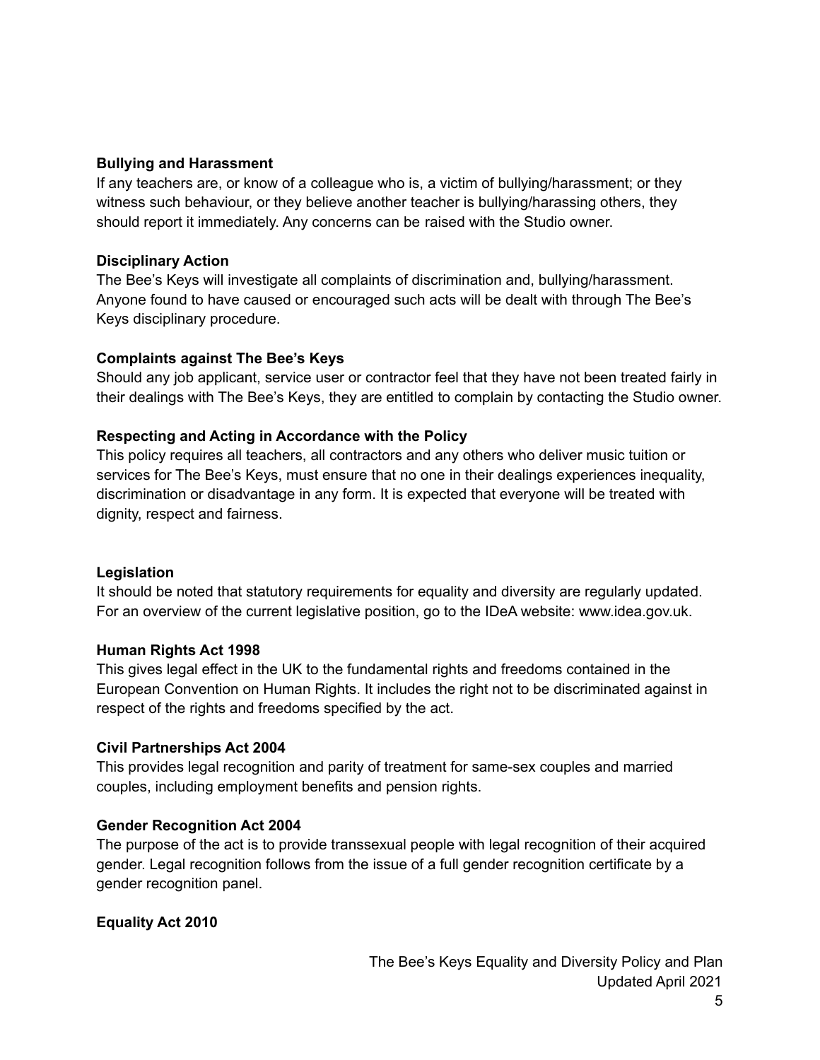**Bullying and Harassment**

If any teachers are, or know of a colleague who is, a victim of bullying/harassment; or they witness such behaviour, or they believe another teacher is bullying/harassing others, they should report it immediately. Any concerns can be raised with the Studio owner.

**Disciplinary Action**

The Bee's Keys will investigate all complaints of discrimination and, bullying/harassment. Anyone found to have caused or encouraged such acts will be dealt with through The Bee's Keys disciplinary procedure.

**Complaints against The Bee's Keys**

Should any job applicant, service user or contractor feel that they have not been treated fairly in their dealings with The Bee's Keys, they are entitled to complain by contacting the Studio owner.

**Respecting and Acting in Accordance with the Policy**

This policy requires all teachers, all contractors and any others who deliver music tuition or services for The Bee's Keys, must ensure that no one in their dealings experiences inequality, discrimination or disadvantage in any form. It is expected that everyone will be treated with dignity, respect and fairness.

**Legislation**

It should be noted that statutory requirements for equality and diversity are regularly updated. For an overview of the current legislative position, go to the IDeA website: www.idea.gov.uk.

**Human Rights Act 1998**

This gives legal effect in the UK to the fundamental rights and freedoms contained in the European Convention on Human Rights. It includes the right not to be discriminated against in respect of the rights and freedoms specified by the act.

**Civil Partnerships Act 2004**

This provides legal recognition and parity of treatment for same-sex couples and married couples, including employment benefits and pension rights.

**Gender Recognition Act 2004**

The purpose of the act is to provide transsexual people with legal recognition of their acquired gender. Legal recognition follows from the issue of a full gender recognition certificate by a gender recognition panel.

**Equality Act 2010**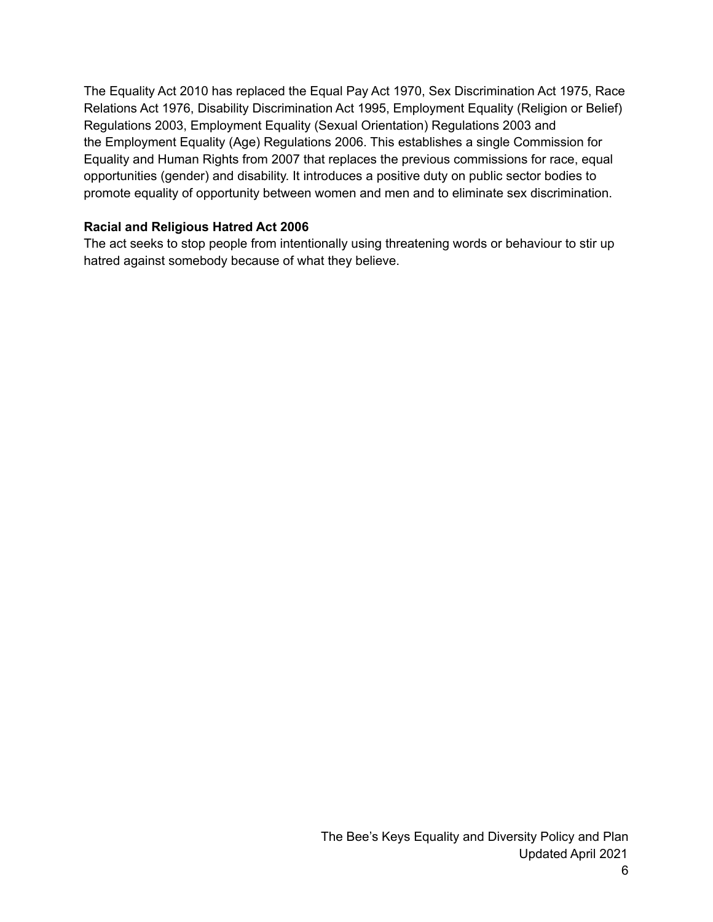The Equality Act 2010 has replaced the Equal Pay Act 1970, Sex Discrimination Act 1975, Race Relations Act 1976, Disability Discrimination Act 1995, Employment Equality (Religion or Belief) Regulations 2003, Employment Equality (Sexual Orientation) Regulations 2003 and the Employment Equality (Age) Regulations 2006. This establishes a single Commission for Equality and Human Rights from 2007 that replaces the previous commissions for race, equal opportunities (gender) and disability. It introduces a positive duty on public sector bodies to promote equality of opportunity between women and men and to eliminate sex discrimination.

**Racial and Religious Hatred Act 2006**

The act seeks to stop people from intentionally using threatening words or behaviour to stir up hatred against somebody because of what they believe.